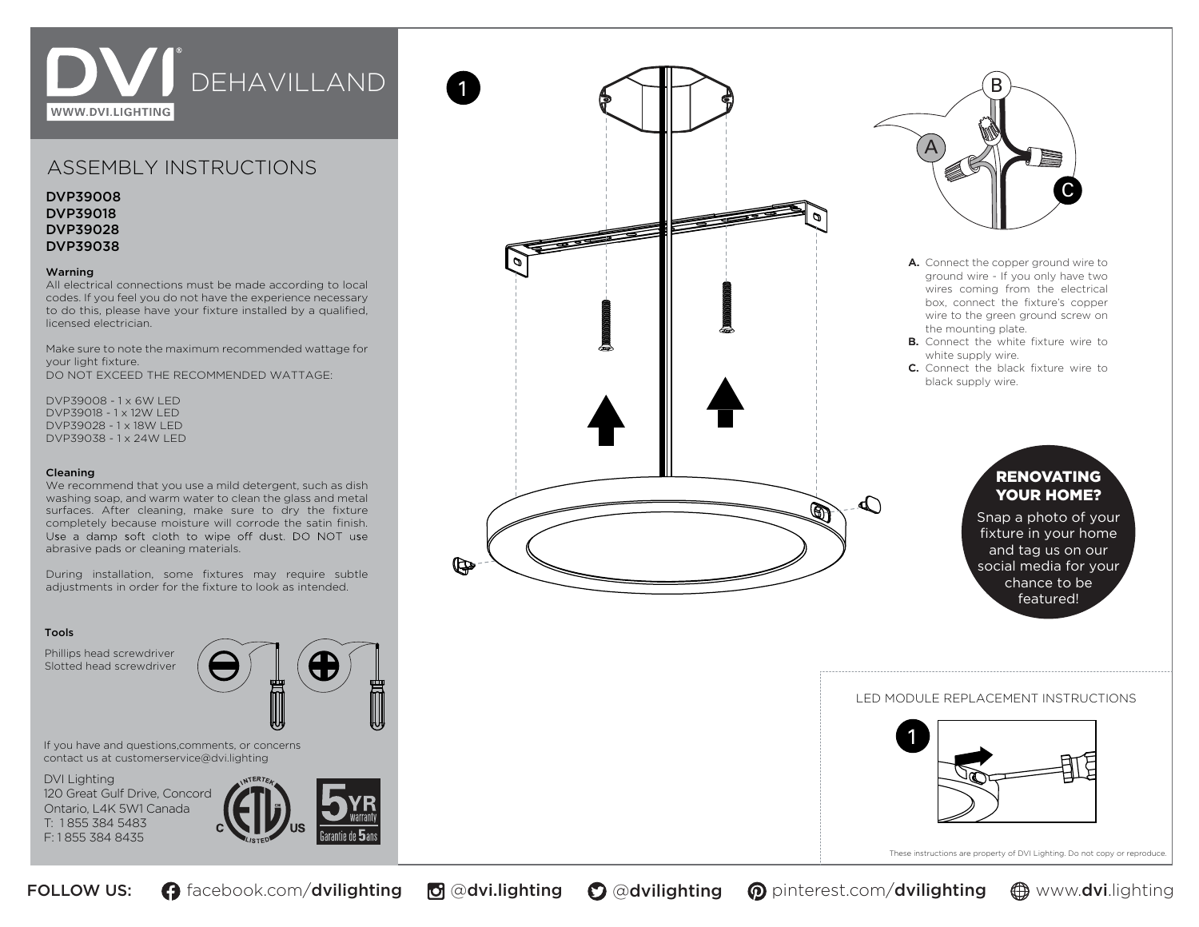# DVI DEHAVILLAND

WWW.DVI.LIGHTING

## ASSEMBLY INSTRUCTIONS

**DVP39008**
**DVP39018**
**DVP39028**
**DVP39038**

### Warning

All electrical connections must be made according to local codes. If you feel you do not have the experience necessary to do this, please have your fixture installed by a qualified, licensed electrician.

Make sure to note the maximum recommended wattage for your light fixture.
DO NOT EXCEED THE RECOMMENDED WATTAGE:

DVP39008 - 1 x 6W LED
DVP39018 - 1 x 12W LED
DVP39028 - 1 x 18W LED
DVP39038 - 1 x 24W LED

### Cleaning

We recommend that you use a mild detergent, such as dish washing soap, and warm water to clean the glass and metal surfaces. After cleaning, make sure to dry the fixture completely because moisture will corrode the satin finish. Use a damp soft cloth to wipe off dust. DO NOT use abrasive pads or cleaning materials.

During installation, some fixtures may require subtle adjustments in order for the fixture to look as intended.

### Tools

Phillips head screwdriver
Slotted head screwdriver

If you have and questions,comments, or concerns contact us at customerservice@dvi.lighting

DVI Lighting
120 Great Gulf Drive, Concord
Ontario, L4K 5W1 Canada
T: 1 855 384 5483
F: 1 855 384 8435

5YR warranty
Garantie de 5ans

1

- **A.** Connect the copper ground wire to ground wire - If you only have two wires coming from the electrical box, connect the fixture's copper wire to the green ground screw on the mounting plate.
- **B.** Connect the white fixture wire to white supply wire.
- **C.** Connect the black fixture wire to black supply wire.

**RENOVATING YOUR HOME?**
Snap a photo of your fixture in your home and tag us on our social media for your chance to be featured!

LED MODULE REPLACEMENT INSTRUCTIONS

1

These instructions are property of DVI Lighting. Do not copy or reproduce.

FOLLOW US: facebook.com/**dvilighting** @**dvi.lighting** @**dvilighting** pinterest.com/**dvilighting** www.**dvi**.lighting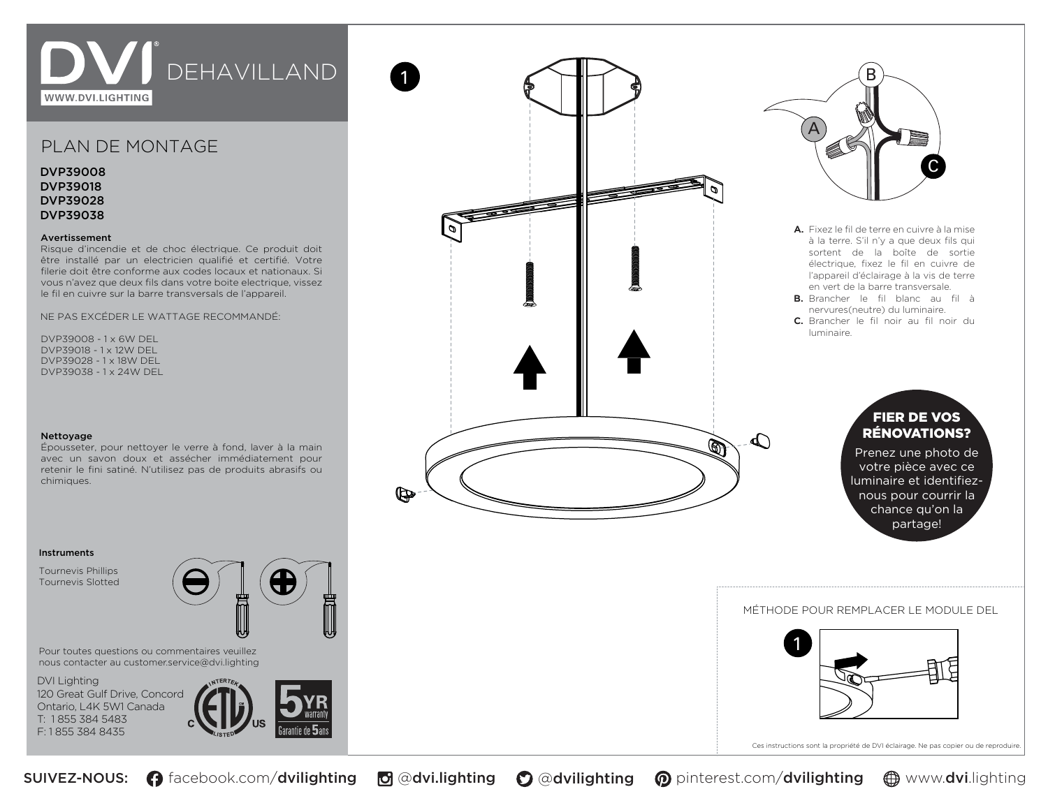# DVI DEHAVILLAND

WWW.DVI.LIGHTING

## PLAN DE MONTAGE

**DVP39008**
**DVP39018**
**DVP39028**
**DVP39038**

**Avertissement**
Risque d'incendie et de choc électrique. Ce produit doit être installé par un electricien qualifié et certifié. Votre filerie doit être conforme aux codes locaux et nationaux. Si vous n'avez que deux fils dans votre boite electrique, vissez le fil en cuivre sur la barre transversals de l'appareil.

NE PAS EXCÉDER LE WATTAGE RECOMMANDÉ:

DVP39008 - 1 x 6W DEL
DVP39018 - 1 x 12W DEL
DVP39028 - 1 x 18W DEL
DVP39038 - 1 x 24W DEL

**Nettoyage**
Épousseter, pour nettoyer le verre à fond, laver à la main avec un savon doux et assécher immédiatement pour retenir le fini satiné. N'utilisez pas de produits abrasifs ou chimiques.

**Instruments**

Tournevis Phillips
Tournevis Slotted

Pour toutes questions ou commentaires veuillez nous contacter au customer.service@dvi.lighting

DVI Lighting
120 Great Gulf Drive, Concord
Ontario, L4K 5W1 Canada
T: 1 855 384 5483
F: 1 855 384 8435

5YR warranty
Garantie de 5ans

1

A. Fixez le fil de terre en cuivre à la mise à la terre. S'il n'y a que deux fils qui sortent de la boîte de sortie électrique, fixez le fil en cuivre de l'appareil d'éclairage à la vis de terre en vert de la barre transversale.
B. Brancher le fil blanc au fil à nervures(neutre) du luminaire.
C. Brancher le fil noir au fil noir du luminaire.

**FIER DE VOS RÉNOVATIONS?**
Prenez une photo de votre pièce avec ce luminaire et identifiez-nous pour courrir la chance qu'on la partage!

MÉTHODE POUR REMPLACER LE MODULE DEL

1

Ces instructions sont la propriété de DVI éclairage. Ne pas copier ou de reproduire.

SUIVEZ-NOUS: facebook.com/dvilighting @dvi.lighting @dvilighting pinterest.com/dvilighting www.dvi.lighting